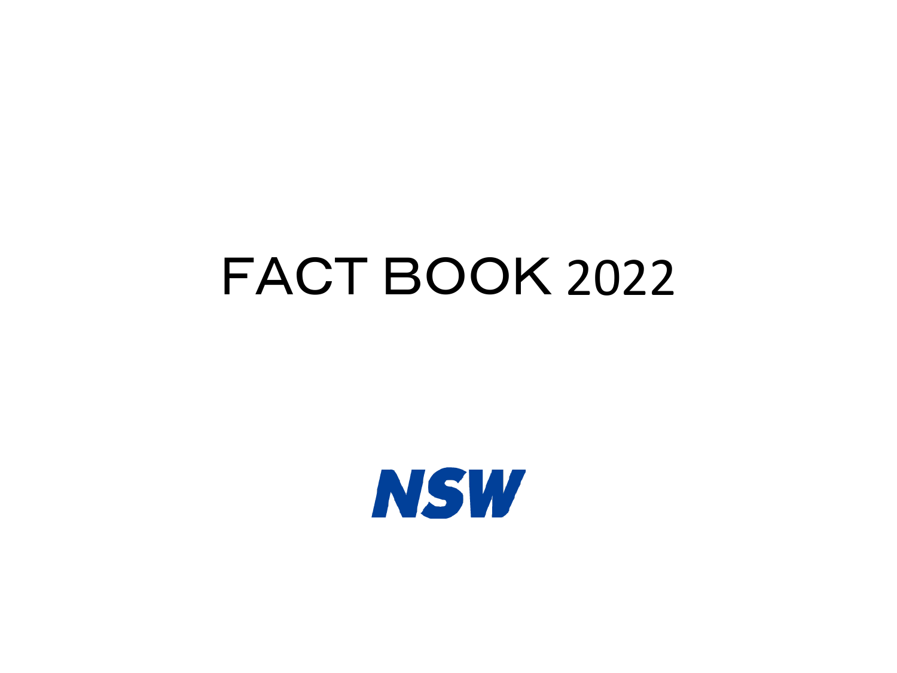# FACT BOOK 2022

NSW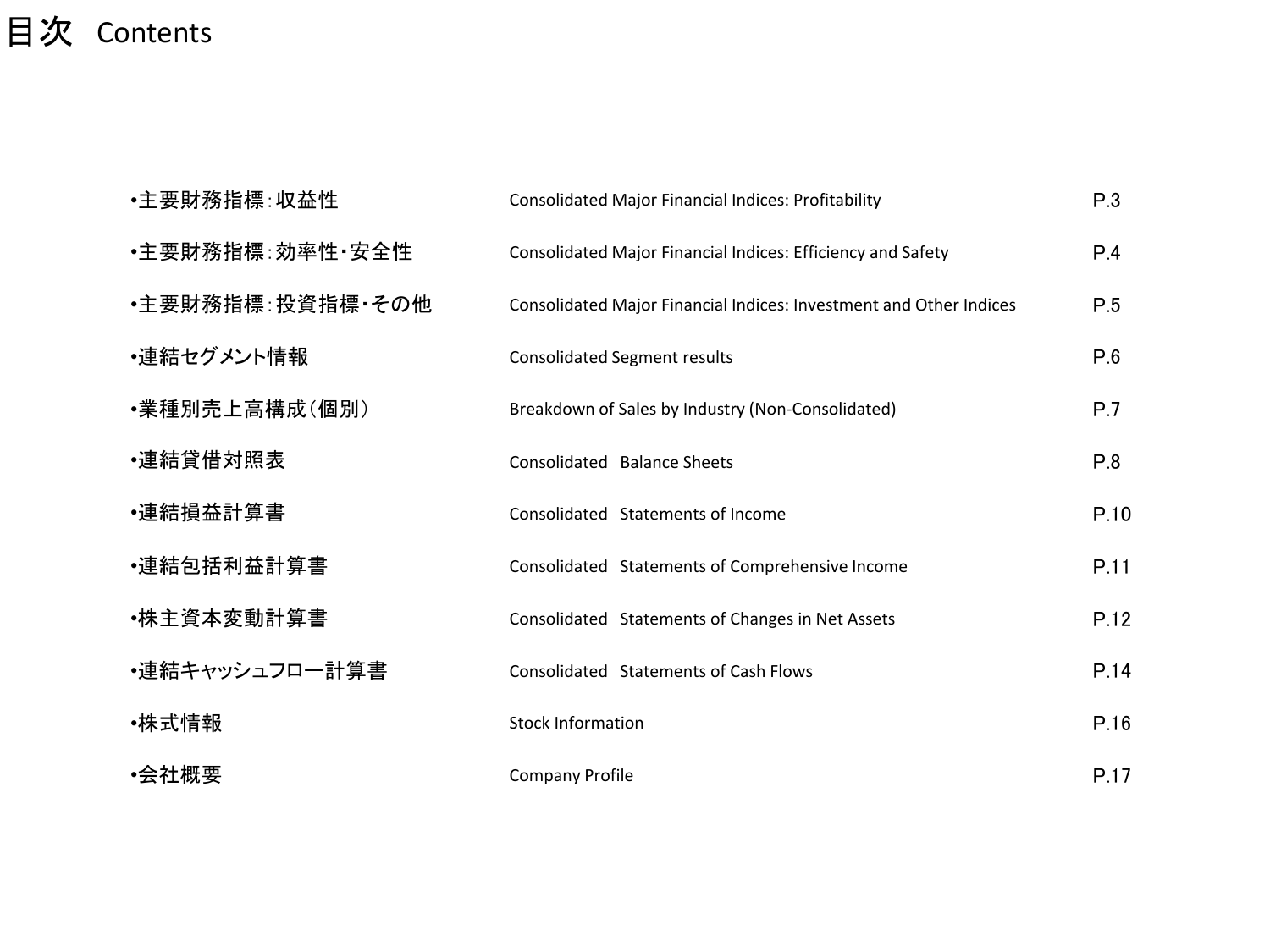# 目次 Contents

| | | |
|---|---|---|
| •主要財務指標：収益性 | Consolidated Major Financial Indices: Profitability | P.3 |
| •主要財務指標：効率性・安全性 | Consolidated Major Financial Indices: Efficiency and Safety | P.4 |
| •主要財務指標：投資指標・その他 | Consolidated Major Financial Indices: Investment and Other Indices | P.5 |
| •連結セグメント情報 | Consolidated Segment results | P.6 |
| •業種別売上高構成（個別） | Breakdown of Sales by Industry (Non-Consolidated) | P.7 |
| •連結貸借対照表 | Consolidated Balance Sheets | P.8 |
| •連結損益計算書 | Consolidated Statements of Income | P.10 |
| •連結包括利益計算書 | Consolidated Statements of Comprehensive Income | P.11 |
| •株主資本変動計算書 | Consolidated Statements of Changes in Net Assets | P.12 |
| •連結キャッシュフロー計算書 | Consolidated Statements of Cash Flows | P.14 |
| •株式情報 | Stock Information | P.16 |
| •会社概要 | Company Profile | P.17 |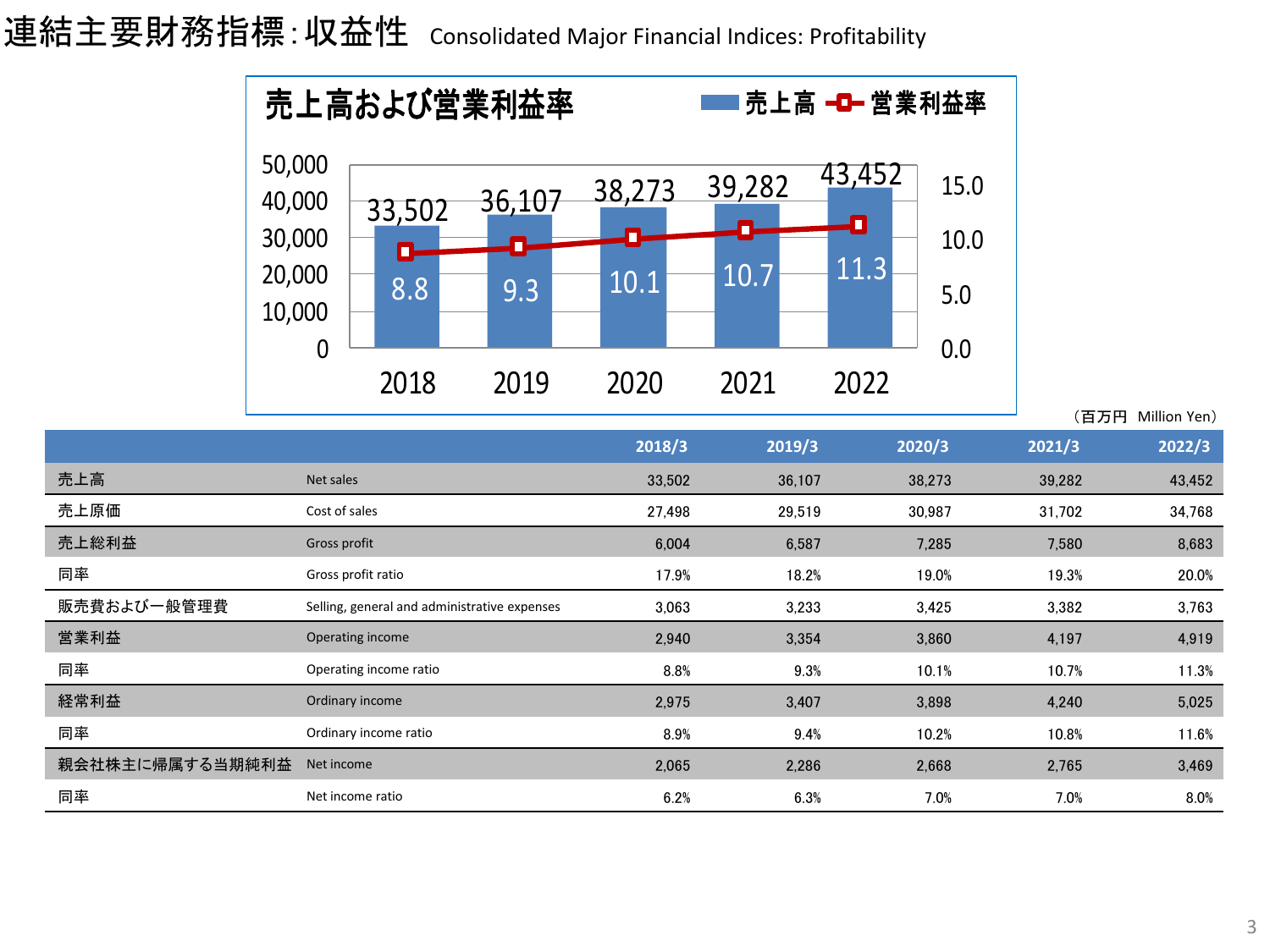# 連結主要財務指標：収益性 Consolidated Major Financial Indices: Profitability

## 売上高および営業利益率

売上高 / 営業利益率

| | 2018 | 2019 | 2020 | 2021 | 2022 |
|---|---|---|---|---|---|
| 売上高 | 33,502 | 36,107 | 38,273 | 39,282 | 43,452 |
| 営業利益率 | 8.8 | 9.3 | 10.1 | 10.7 | 11.3 |

（百万円 Million Yen）

| | | 2018/3 | 2019/3 | 2020/3 | 2021/3 | 2022/3 |
|---|---|---|---|---|---|---|
| 売上高 | Net sales | 33,502 | 36,107 | 38,273 | 39,282 | 43,452 |
| 売上原価 | Cost of sales | 27,498 | 29,519 | 30,987 | 31,702 | 34,768 |
| 売上総利益 | Gross profit | 6,004 | 6,587 | 7,285 | 7,580 | 8,683 |
| 同率 | Gross profit ratio | 17.9% | 18.2% | 19.0% | 19.3% | 20.0% |
| 販売費および一般管理費 | Selling, general and administrative expenses | 3,063 | 3,233 | 3,425 | 3,382 | 3,763 |
| 営業利益 | Operating income | 2,940 | 3,354 | 3,860 | 4,197 | 4,919 |
| 同率 | Operating income ratio | 8.8% | 9.3% | 10.1% | 10.7% | 11.3% |
| 経常利益 | Ordinary income | 2,975 | 3,407 | 3,898 | 4,240 | 5,025 |
| 同率 | Ordinary income ratio | 8.9% | 9.4% | 10.2% | 10.8% | 11.6% |
| 親会社株主に帰属する当期純利益 | Net income | 2,065 | 2,286 | 2,668 | 2,765 | 3,469 |
| 同率 | Net income ratio | 6.2% | 6.3% | 7.0% | 7.0% | 8.0% |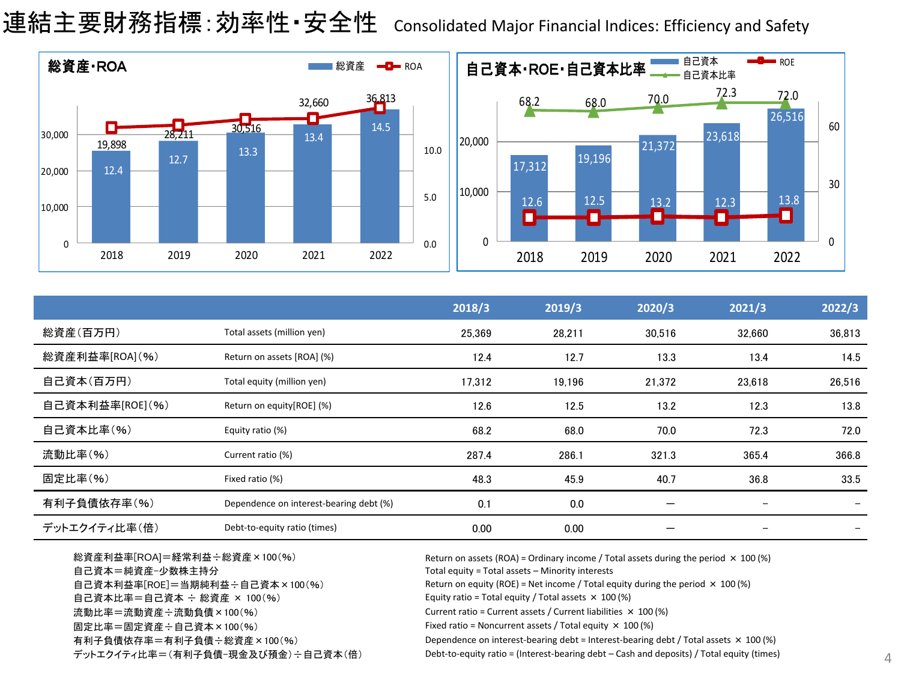# 連結主要財務指標：効率性・安全性 Consolidated Major Financial Indices: Efficiency and Safety

**総資産・ROA**

総資産 / ROA

| | 2018 | 2019 | 2020 | 2021 | 2022 |
|---|---|---|---|---|---|
| 総資産 | 19,898 | 28,211 | 30,516 | 32,660 | 36,813 |
| ROA | 12.4 | 12.7 | 13.3 | 13.4 | 14.5 |

**自己資本・ROE・自己資本比率**

自己資本 / 自己資本比率 / ROE

| | 2018 | 2019 | 2020 | 2021 | 2022 |
|---|---|---|---|---|---|
| 自己資本 | 17,312 | 19,196 | 21,372 | 23,618 | 26,516 |
| ROE | 12.6 | 12.5 | 13.2 | 12.3 | 13.8 |
| 自己資本比率 | 68.2 | 68.0 | 70.0 | 72.3 | 72.0 |

| | | 2018/3 | 2019/3 | 2020/3 | 2021/3 | 2022/3 |
|---|---|---|---|---|---|---|
| 総資産（百万円） | Total assets (million yen) | 25,369 | 28,211 | 30,516 | 32,660 | 36,813 |
| 総資産利益率[ROA]（%） | Return on assets [ROA] (%) | 12.4 | 12.7 | 13.3 | 13.4 | 14.5 |
| 自己資本（百万円） | Total equity (million yen) | 17,312 | 19,196 | 21,372 | 23,618 | 26,516 |
| 自己資本利益率[ROE]（%） | Return on equity[ROE] (%) | 12.6 | 12.5 | 13.2 | 12.3 | 13.8 |
| 自己資本比率（%） | Equity ratio (%) | 68.2 | 68.0 | 70.0 | 72.3 | 72.0 |
| 流動比率（%） | Current ratio (%) | 287.4 | 286.1 | 321.3 | 365.4 | 366.8 |
| 固定比率（%） | Fixed ratio (%) | 48.3 | 45.9 | 40.7 | 36.8 | 33.5 |
| 有利子負債依存率（%） | Dependence on interest-bearing debt (%) | 0.1 | 0.0 | ― | – | – |
| デットエクイティ比率（倍） | Debt-to-equity ratio (times) | 0.00 | 0.00 | ― | – | – |

総資産利益率[ROA]＝経常利益÷総資産×100（%）
自己資本＝純資産−少数株主持分
自己資本利益率[ROE]＝当期純利益÷自己資本×100（%）
自己資本比率＝自己資本 ÷ 総資産 × 100（%）
流動比率＝流動資産÷流動負債×100（%）
固定比率＝固定資産÷自己資本×100（%）
有利子負債依存率＝有利子負債÷総資産×100（%）
デットエクイティ比率＝（有利子負債−現金及び預金）÷自己資本（倍）

Return on assets (ROA) = Ordinary income / Total assets during the period × 100 (%)
Total equity = Total assets – Minority interests
Return on equity (ROE) = Net income / Total equity during the period × 100 (%)
Equity ratio = Total equity / Total assets × 100 (%)
Current ratio = Current assets / Current liabilities × 100 (%)
Fixed ratio = Noncurrent assets / Total equity × 100 (%)
Dependence on interest-bearing debt = Interest-bearing debt / Total assets × 100 (%)
Debt-to-equity ratio = (Interest-bearing debt – Cash and deposits) / Total equity (times)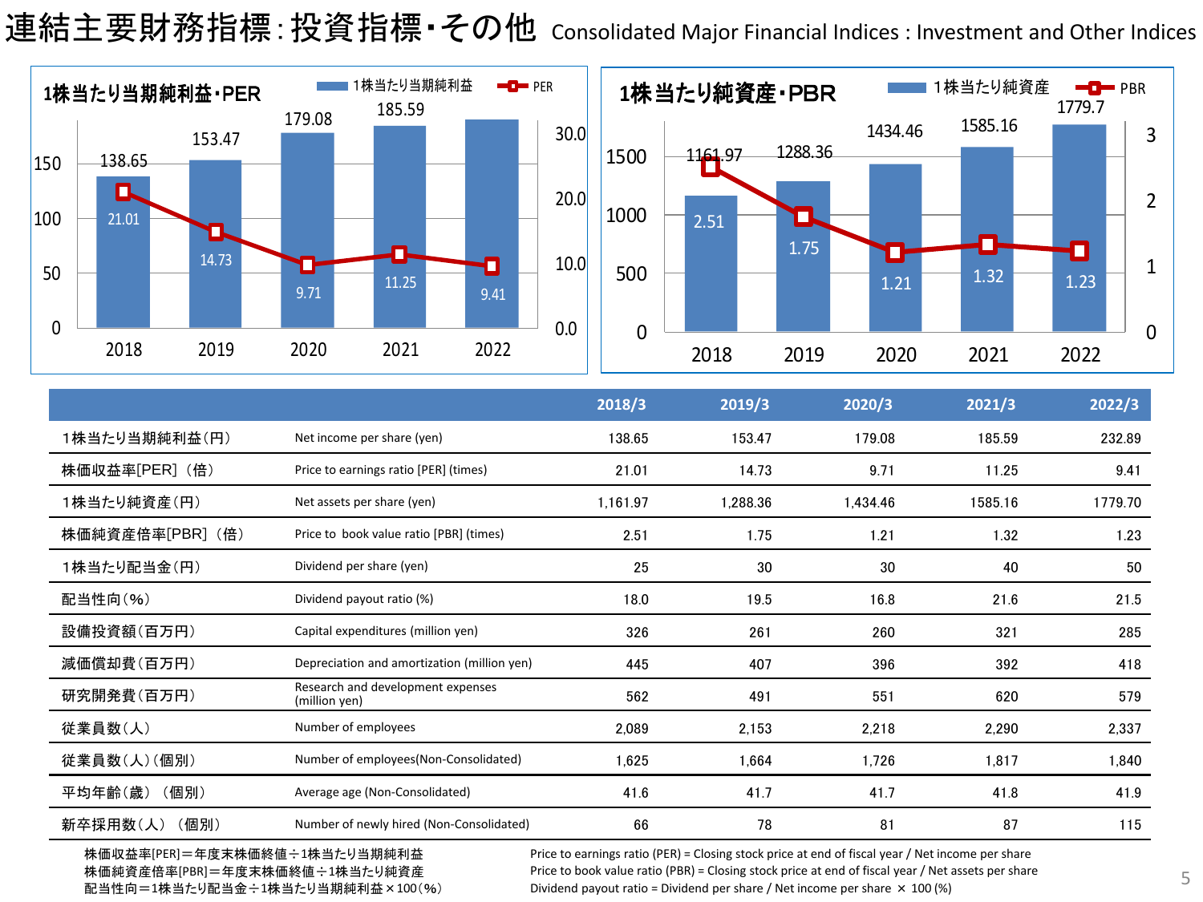# 連結主要財務指標：投資指標・その他 Consolidated Major Financial Indices : Investment and Other Indices

## 1株当たり当期純利益・PER

| | 2018 | 2019 | 2020 | 2021 | 2022 |
|---|---|---|---|---|---|
| 1株当たり当期純利益 | 138.65 | 153.47 | 179.08 | 185.59 | |
| PER | 21.01 | 14.73 | 9.71 | 11.25 | 9.41 |

## 1株当たり純資産・PBR

| | 2018 | 2019 | 2020 | 2021 | 2022 |
|---|---|---|---|---|---|
| 1株当たり純資産 | 1161.97 | 1288.36 | 1434.46 | 1585.16 | 1779.7 |
| PBR | 2.51 | 1.75 | 1.21 | 1.32 | 1.23 |

| | | 2018/3 | 2019/3 | 2020/3 | 2021/3 | 2022/3 |
|---|---|---|---|---|---|---|
| 1株当たり当期純利益（円） | Net income per share (yen) | 138.65 | 153.47 | 179.08 | 185.59 | 232.89 |
| 株価収益率[PER]（倍） | Price to earnings ratio [PER] (times) | 21.01 | 14.73 | 9.71 | 11.25 | 9.41 |
| 1株当たり純資産（円） | Net assets per share (yen) | 1,161.97 | 1,288.36 | 1,434.46 | 1585.16 | 1779.70 |
| 株価純資産倍率[PBR]（倍） | Price to book value ratio [PBR] (times) | 2.51 | 1.75 | 1.21 | 1.32 | 1.23 |
| 1株当たり配当金（円） | Dividend per share (yen) | 25 | 30 | 30 | 40 | 50 |
| 配当性向（%） | Dividend payout ratio (%) | 18.0 | 19.5 | 16.8 | 21.6 | 21.5 |
| 設備投資額（百万円） | Capital expenditures (million yen) | 326 | 261 | 260 | 321 | 285 |
| 減価償却費（百万円） | Depreciation and amortization (million yen) | 445 | 407 | 396 | 392 | 418 |
| 研究開発費（百万円） | Research and development expenses (million yen) | 562 | 491 | 551 | 620 | 579 |
| 従業員数（人） | Number of employees | 2,089 | 2,153 | 2,218 | 2,290 | 2,337 |
| 従業員数（人）（個別） | Number of employees(Non-Consolidated) | 1,625 | 1,664 | 1,726 | 1,817 | 1,840 |
| 平均年齢（歳）（個別） | Average age (Non-Consolidated) | 41.6 | 41.7 | 41.7 | 41.8 | 41.9 |
| 新卒採用数（人）（個別） | Number of newly hired (Non-Consolidated) | 66 | 78 | 81 | 87 | 115 |

株価収益率[PER]＝年度末株価終値÷1株当たり当期純利益
株価純資産倍率[PBR]＝年度末株価終値÷1株当たり純資産
配当性向＝1株当たり配当金÷1株当たり当期純利益×100（%）

Price to earnings ratio (PER) = Closing stock price at end of fiscal year / Net income per share
Price to book value ratio (PBR) = Closing stock price at end of fiscal year / Net assets per share
Dividend payout ratio = Dividend per share / Net income per share × 100 (%)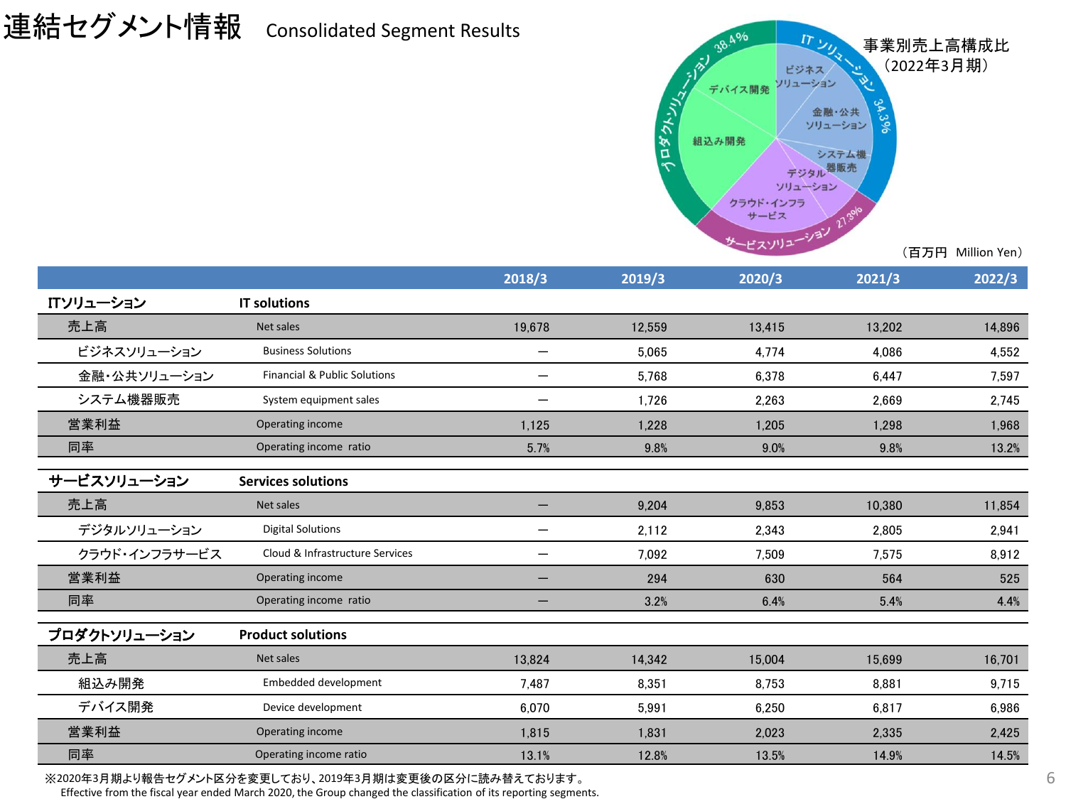# 連結セグメント情報 Consolidated Segment Results

事業別売上高構成比（2022年3月期）

- ITソリューション 34.3%（ビジネスソリューション、金融・公共ソリューション、システム機器販売）
- サービスソリューション 27.3%（デジタルソリューション、クラウド・インフラサービス）
- プロダクトソリューション 38.4%（組込み開発、デバイス開発）

（百万円 Million Yen）

| | | 2018/3 | 2019/3 | 2020/3 | 2021/3 | 2022/3 |
|---|---|---|---|---|---|---|
| **ITソリューション** | **IT solutions** | | | | | |
| 売上高 | Net sales | 19,678 | 12,559 | 13,415 | 13,202 | 14,896 |
| ビジネスソリューション | Business Solutions | ― | 5,065 | 4,774 | 4,086 | 4,552 |
| 金融・公共ソリューション | Financial & Public Solutions | ― | 5,768 | 6,378 | 6,447 | 7,597 |
| システム機器販売 | System equipment sales | ― | 1,726 | 2,263 | 2,669 | 2,745 |
| 営業利益 | Operating income | 1,125 | 1,228 | 1,205 | 1,298 | 1,968 |
| 同率 | Operating income ratio | 5.7% | 9.8% | 9.0% | 9.8% | 13.2% |
| **サービスソリューション** | **Services solutions** | | | | | |
| 売上高 | Net sales | ― | 9,204 | 9,853 | 10,380 | 11,854 |
| デジタルソリューション | Digital Solutions | ― | 2,112 | 2,343 | 2,805 | 2,941 |
| クラウド・インフラサービス | Cloud & Infrastructure Services | ― | 7,092 | 7,509 | 7,575 | 8,912 |
| 営業利益 | Operating income | ― | 294 | 630 | 564 | 525 |
| 同率 | Operating income ratio | ― | 3.2% | 6.4% | 5.4% | 4.4% |
| **プロダクトソリューション** | **Product solutions** | | | | | |
| 売上高 | Net sales | 13,824 | 14,342 | 15,004 | 15,699 | 16,701 |
| 組込み開発 | Embedded development | 7,487 | 8,351 | 8,753 | 8,881 | 9,715 |
| デバイス開発 | Device development | 6,070 | 5,991 | 6,250 | 6,817 | 6,986 |
| 営業利益 | Operating income | 1,815 | 1,831 | 2,023 | 2,335 | 2,425 |
| 同率 | Operating income ratio | 13.1% | 12.8% | 13.5% | 14.9% | 14.5% |

※2020年3月期より報告セグメント区分を変更しており、2019年3月期は変更後の区分に読み替えております。
Effective from the fiscal year ended March 2020, the Group changed the classification of its reporting segments.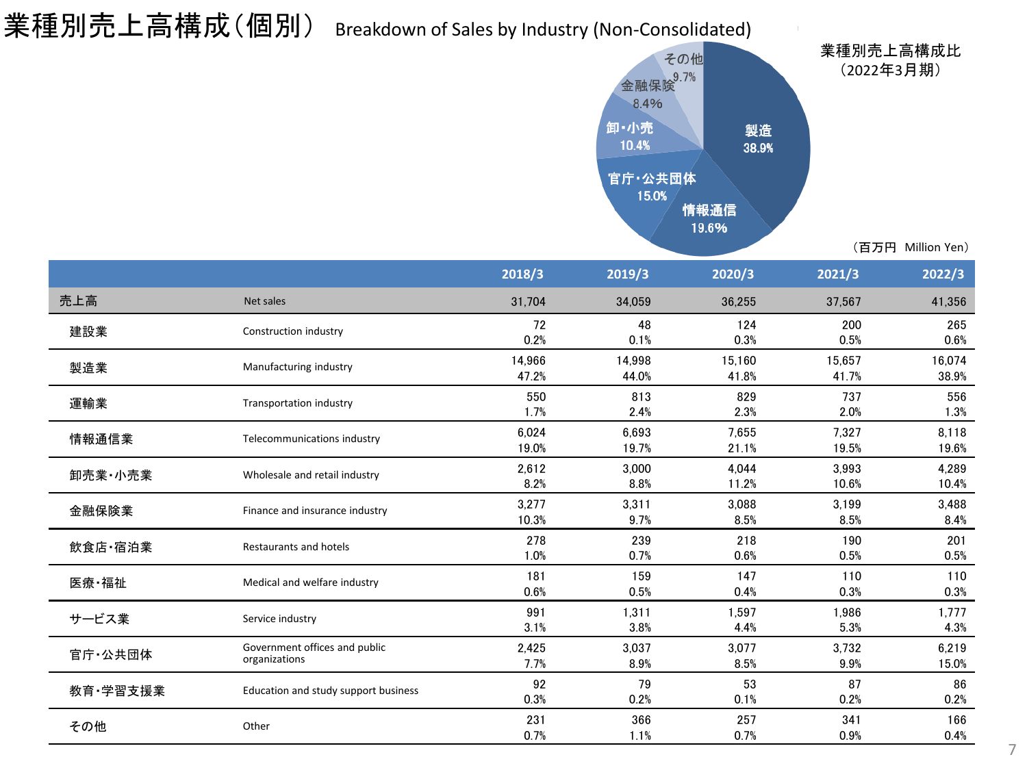# 業種別売上高構成（個別） Breakdown of Sales by Industry (Non-Consolidated)

業種別売上高構成比（2022年3月期）

- 製造 38.9%
- 情報通信 19.6%
- 官庁・公共団体 15.0%
- 卸・小売 10.4%
- 金融保険 8.4%
- その他 9.7%

（百万円 Million Yen）

| | | 2018/3 | 2019/3 | 2020/3 | 2021/3 | 2022/3 |
|---|---|---|---|---|---|---|
| 売上高 | Net sales | 31,704 | 34,059 | 36,255 | 37,567 | 41,356 |
| 建設業 | Construction industry | 72<br>0.2% | 48<br>0.1% | 124<br>0.3% | 200<br>0.5% | 265<br>0.6% |
| 製造業 | Manufacturing industry | 14,966<br>47.2% | 14,998<br>44.0% | 15,160<br>41.8% | 15,657<br>41.7% | 16,074<br>38.9% |
| 運輸業 | Transportation industry | 550<br>1.7% | 813<br>2.4% | 829<br>2.3% | 737<br>2.0% | 556<br>1.3% |
| 情報通信業 | Telecommunications industry | 6,024<br>19.0% | 6,693<br>19.7% | 7,655<br>21.1% | 7,327<br>19.5% | 8,118<br>19.6% |
| 卸売業・小売業 | Wholesale and retail industry | 2,612<br>8.2% | 3,000<br>8.8% | 4,044<br>11.2% | 3,993<br>10.6% | 4,289<br>10.4% |
| 金融保険業 | Finance and insurance industry | 3,277<br>10.3% | 3,311<br>9.7% | 3,088<br>8.5% | 3,199<br>8.5% | 3,488<br>8.4% |
| 飲食店・宿泊業 | Restaurants and hotels | 278<br>1.0% | 239<br>0.7% | 218<br>0.6% | 190<br>0.5% | 201<br>0.5% |
| 医療・福祉 | Medical and welfare industry | 181<br>0.6% | 159<br>0.5% | 147<br>0.4% | 110<br>0.3% | 110<br>0.3% |
| サービス業 | Service industry | 991<br>3.1% | 1,311<br>3.8% | 1,597<br>4.4% | 1,986<br>5.3% | 1,777<br>4.3% |
| 官庁・公共団体 | Government offices and public organizations | 2,425<br>7.7% | 3,037<br>8.9% | 3,077<br>8.5% | 3,732<br>9.9% | 6,219<br>15.0% |
| 教育・学習支援業 | Education and study support business | 92<br>0.3% | 79<br>0.2% | 53<br>0.1% | 87<br>0.2% | 86<br>0.2% |
| その他 | Other | 231<br>0.7% | 366<br>1.1% | 257<br>0.7% | 341<br>0.9% | 166<br>0.4% |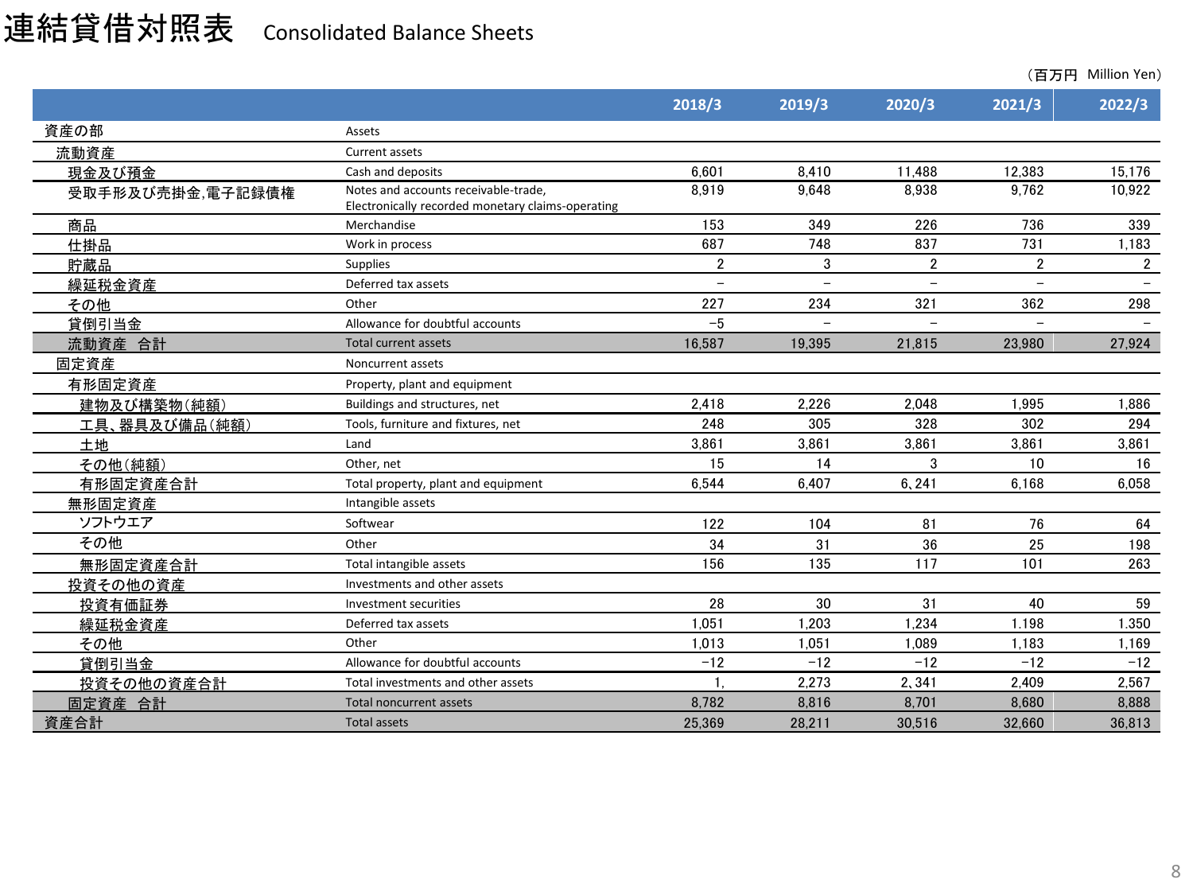# 連結貸借対照表　Consolidated Balance Sheets

（百万円　Million Yen）

| | | 2018/3 | 2019/3 | 2020/3 | 2021/3 | 2022/3 |
|---|---|---|---|---|---|---|
| 資産の部 | Assets | | | | | |
| 流動資産 | Current assets | | | | | |
| 現金及び預金 | Cash and deposits | 6,601 | 8,410 | 11,488 | 12,383 | 15,176 |
| 受取手形及び売掛金,電子記録債権 | Notes and accounts receivable-trade, Electronically recorded monetary claims-operating | 8,919 | 9,648 | 8,938 | 9,762 | 10,922 |
| 商品 | Merchandise | 153 | 349 | 226 | 736 | 339 |
| 仕掛品 | Work in process | 687 | 748 | 837 | 731 | 1,183 |
| 貯蔵品 | Supplies | 2 | 3 | 2 | 2 | 2 |
| 繰延税金資産 | Deferred tax assets | − | − | − | − | − |
| その他 | Other | 227 | 234 | 321 | 362 | 298 |
| 貸倒引当金 | Allowance for doubtful accounts | −5 | − | − | − | − |
| 流動資産　合計 | Total current assets | 16,587 | 19,395 | 21,815 | 23,980 | 27,924 |
| 固定資産 | Noncurrent assets | | | | | |
| 有形固定資産 | Property, plant and equipment | | | | | |
| 建物及び構築物(純額) | Buildings and structures, net | 2,418 | 2,226 | 2,048 | 1,995 | 1,886 |
| 工具、器具及び備品(純額) | Tools, furniture and fixtures, net | 248 | 305 | 328 | 302 | 294 |
| 土地 | Land | 3,861 | 3,861 | 3,861 | 3,861 | 3,861 |
| その他(純額) | Other, net | 15 | 14 | 3 | 10 | 16 |
| 有形固定資産合計 | Total property, plant and equipment | 6,544 | 6,407 | 6, 241 | 6,168 | 6,058 |
| 無形固定資産 | Intangible assets | | | | | |
| ソフトウエア | Software | 122 | 104 | 81 | 76 | 64 |
| その他 | Other | 34 | 31 | 36 | 25 | 198 |
| 無形固定資産合計 | Total intangible assets | 156 | 135 | 117 | 101 | 263 |
| 投資その他の資産 | Investments and other assets | | | | | |
| 投資有価証券 | Investment securities | 28 | 30 | 31 | 40 | 59 |
| 繰延税金資産 | Deferred tax assets | 1,051 | 1,203 | 1,234 | 1.198 | 1.350 |
| その他 | Other | 1,013 | 1,051 | 1,089 | 1,183 | 1,169 |
| 貸倒引当金 | Allowance for doubtful accounts | −12 | −12 | −12 | −12 | −12 |
| 投資その他の資産合計 | Total investments and other assets | 1, | 2,273 | 2, 341 | 2,409 | 2,567 |
| 固定資産　合計 | Total noncurrent assets | 8,782 | 8,816 | 8,701 | 8,680 | 8,888 |
| 資産合計 | Total assets | 25,369 | 28,211 | 30,516 | 32,660 | 36,813 |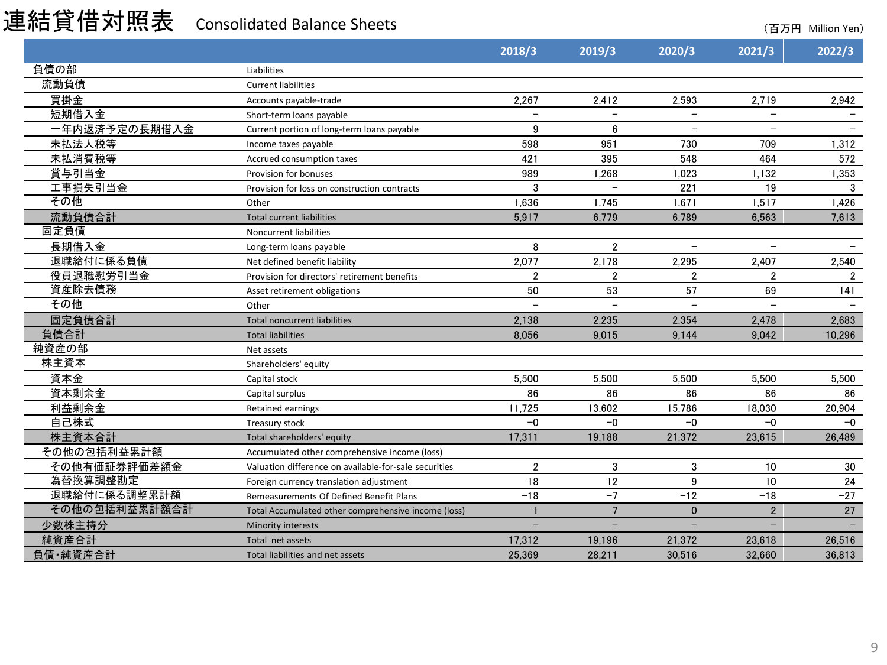# 連結貸借対照表 Consolidated Balance Sheets

（百万円 Million Yen）

| | | 2018/3 | 2019/3 | 2020/3 | 2021/3 | 2022/3 |
|---|---|---|---|---|---|---|
| 負債の部 | Liabilities | | | | | |
| 流動負債 | Current liabilities | | | | | |
| 買掛金 | Accounts payable-trade | 2,267 | 2,412 | 2,593 | 2,719 | 2,942 |
| 短期借入金 | Short-term loans payable | – | – | – | – | – |
| 一年内返済予定の長期借入金 | Current portion of long-term loans payable | 9 | 6 | – | – | – |
| 未払法人税等 | Income taxes payable | 598 | 951 | 730 | 709 | 1,312 |
| 未払消費税等 | Accrued consumption taxes | 421 | 395 | 548 | 464 | 572 |
| 賞与引当金 | Provision for bonuses | 989 | 1,268 | 1,023 | 1,132 | 1,353 |
| 工事損失引当金 | Provision for loss on construction contracts | 3 | – | 221 | 19 | 3 |
| その他 | Other | 1,636 | 1,745 | 1,671 | 1,517 | 1,426 |
| 流動負債合計 | Total current liabilities | 5,917 | 6,779 | 6,789 | 6,563 | 7,613 |
| 固定負債 | Noncurrent liabilities | | | | | |
| 長期借入金 | Long-term loans payable | 8 | 2 | – | – | – |
| 退職給付に係る負債 | Net defined benefit liability | 2,077 | 2,178 | 2,295 | 2,407 | 2,540 |
| 役員退職慰労引当金 | Provision for directors' retirement benefits | 2 | 2 | 2 | 2 | 2 |
| 資産除去債務 | Asset retirement obligations | 50 | 53 | 57 | 69 | 141 |
| その他 | Other | – | – | – | – | – |
| 固定負債合計 | Total noncurrent liabilities | 2,138 | 2,235 | 2,354 | 2,478 | 2,683 |
| 負債合計 | Total liabilities | 8,056 | 9,015 | 9,144 | 9,042 | 10,296 |
| 純資産の部 | Net assets | | | | | |
| 株主資本 | Shareholders' equity | | | | | |
| 資本金 | Capital stock | 5,500 | 5,500 | 5,500 | 5,500 | 5,500 |
| 資本剰余金 | Capital surplus | 86 | 86 | 86 | 86 | 86 |
| 利益剰余金 | Retained earnings | 11,725 | 13,602 | 15,786 | 18,030 | 20,904 |
| 自己株式 | Treasury stock | −0 | −0 | −0 | −0 | −0 |
| 株主資本合計 | Total shareholders' equity | 17,311 | 19,188 | 21,372 | 23,615 | 26,489 |
| その他の包括利益累計額 | Accumulated other comprehensive income (loss) | | | | | |
| その他有価証券評価差額金 | Valuation difference on available-for-sale securities | 2 | 3 | 3 | 10 | 30 |
| 為替換算調整勘定 | Foreign currency translation adjustment | 18 | 12 | 9 | 10 | 24 |
| 退職給付に係る調整累計額 | Remeasurements Of Defined Benefit Plans | −18 | −7 | −12 | −18 | −27 |
| その他の包括利益累計額合計 | Total Accumulated other comprehensive income (loss) | 1 | 7 | 0 | 2 | 27 |
| 少数株主持分 | Minority interests | – | – | – | – | – |
| 純資産合計 | Total net assets | 17,312 | 19,196 | 21,372 | 23,618 | 26,516 |
| 負債・純資産合計 | Total liabilities and net assets | 25,369 | 28,211 | 30,516 | 32,660 | 36,813 |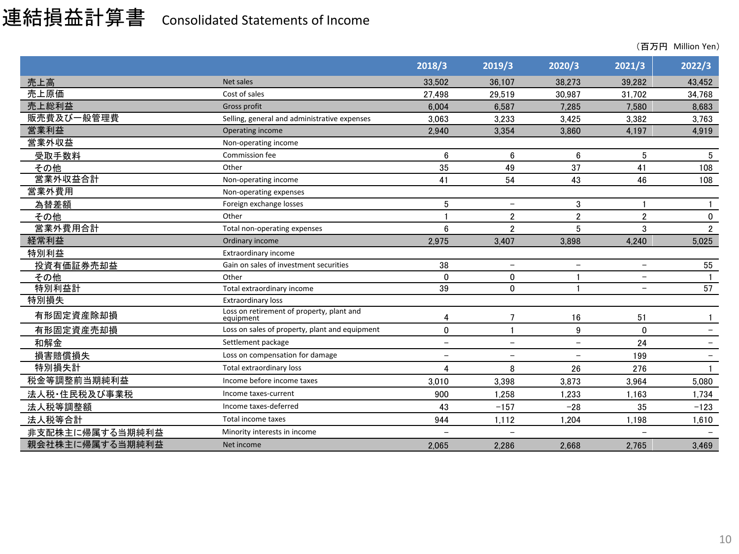# 連結損益計算書 Consolidated Statements of Income

（百万円 Million Yen）

| | | 2018/3 | 2019/3 | 2020/3 | 2021/3 | 2022/3 |
|---|---|---|---|---|---|---|
| 売上高 | Net sales | 33,502 | 36,107 | 38,273 | 39,282 | 43,452 |
| 売上原価 | Cost of sales | 27,498 | 29,519 | 30,987 | 31,702 | 34,768 |
| 売上総利益 | Gross profit | 6,004 | 6,587 | 7,285 | 7,580 | 8,683 |
| 販売費及び一般管理費 | Selling, general and administrative expenses | 3,063 | 3,233 | 3,425 | 3,382 | 3,763 |
| 営業利益 | Operating income | 2,940 | 3,354 | 3,860 | 4,197 | 4,919 |
| 営業外収益 | Non-operating income | | | | | |
| 受取手数料 | Commission fee | 6 | 6 | 6 | 5 | 5 |
| その他 | Other | 35 | 49 | 37 | 41 | 108 |
| 営業外収益合計 | Non-operating income | 41 | 54 | 43 | 46 | 108 |
| 営業外費用 | Non-operating expenses | | | | | |
| 為替差額 | Foreign exchange losses | 5 | － | 3 | 1 | 1 |
| その他 | Other | 1 | 2 | 2 | 2 | 0 |
| 営業外費用合計 | Total non-operating expenses | 6 | 2 | 5 | 3 | 2 |
| 経常利益 | Ordinary income | 2,975 | 3,407 | 3,898 | 4,240 | 5,025 |
| 特別利益 | Extraordinary income | | | | | |
| 投資有価証券売却益 | Gain on sales of investment securities | 38 | － | － | － | 55 |
| その他 | Other | 0 | 0 | 1 | － | 1 |
| 特別利益計 | Total extraordinary income | 39 | 0 | 1 | － | 57 |
| 特別損失 | Extraordinary loss | | | | | |
| 有形固定資産除却損 | Loss on retirement of property, plant and equipment | 4 | 7 | 16 | 51 | 1 |
| 有形固定資産売却損 | Loss on sales of property, plant and equipment | 0 | 1 | 9 | 0 | － |
| 和解金 | Settlement package | － | － | － | 24 | － |
| 損害賠償損失 | Loss on compensation for damage | － | － | － | 199 | － |
| 特別損失計 | Total extraordinary loss | 4 | 8 | 26 | 276 | 1 |
| 税金等調整前当期純利益 | Income before income taxes | 3,010 | 3,398 | 3,873 | 3,964 | 5,080 |
| 法人税・住民税及び事業税 | Income taxes-current | 900 | 1,258 | 1,233 | 1,163 | 1,734 |
| 法人税等調整額 | Income taxes-deferred | 43 | −157 | −28 | 35 | −123 |
| 法人税等合計 | Total income taxes | 944 | 1,112 | 1,204 | 1,198 | 1,610 |
| 非支配株主に帰属する当期純利益 | Minority interests in income | － | － | | － | － |
| 親会社株主に帰属する当期純利益 | Net income | 2,065 | 2,286 | 2,668 | 2,765 | 3,469 |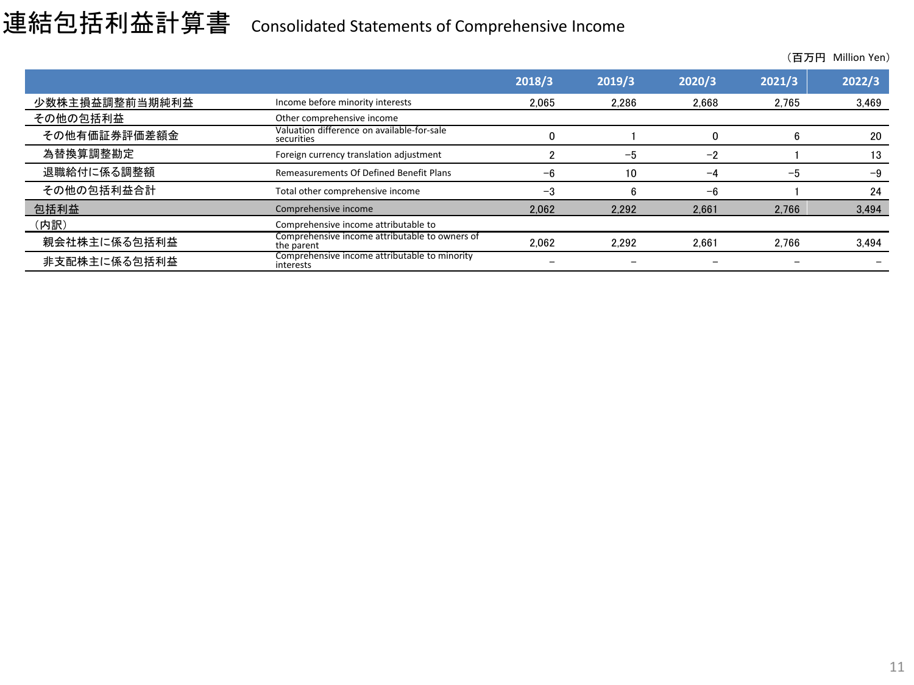# 連結包括利益計算書 Consolidated Statements of Comprehensive Income

（百万円 Million Yen）

| | | 2018/3 | 2019/3 | 2020/3 | 2021/3 | 2022/3 |
|---|---|---|---|---|---|---|
| 少数株主損益調整前当期純利益 | Income before minority interests | 2,065 | 2,286 | 2,668 | 2,765 | 3,469 |
| その他の包括利益 | Other comprehensive income | | | | | |
| その他有価証券評価差額金 | Valuation difference on available-for-sale securities | 0 | 1 | 0 | 6 | 20 |
| 為替換算調整勘定 | Foreign currency translation adjustment | 2 | −5 | −2 | 1 | 13 |
| 退職給付に係る調整額 | Remeasurements Of Defined Benefit Plans | −6 | 10 | −4 | −5 | −9 |
| その他の包括利益合計 | Total other comprehensive income | −3 | 6 | −6 | 1 | 24 |
| 包括利益 | Comprehensive income | 2,062 | 2,292 | 2,661 | 2,766 | 3,494 |
| （内訳） | Comprehensive income attributable to | | | | | |
| 親会社株主に係る包括利益 | Comprehensive income attributable to owners of the parent | 2,062 | 2,292 | 2,661 | 2,766 | 3,494 |
| 非支配株主に係る包括利益 | Comprehensive income attributable to minority interests | − | − | − | − | − |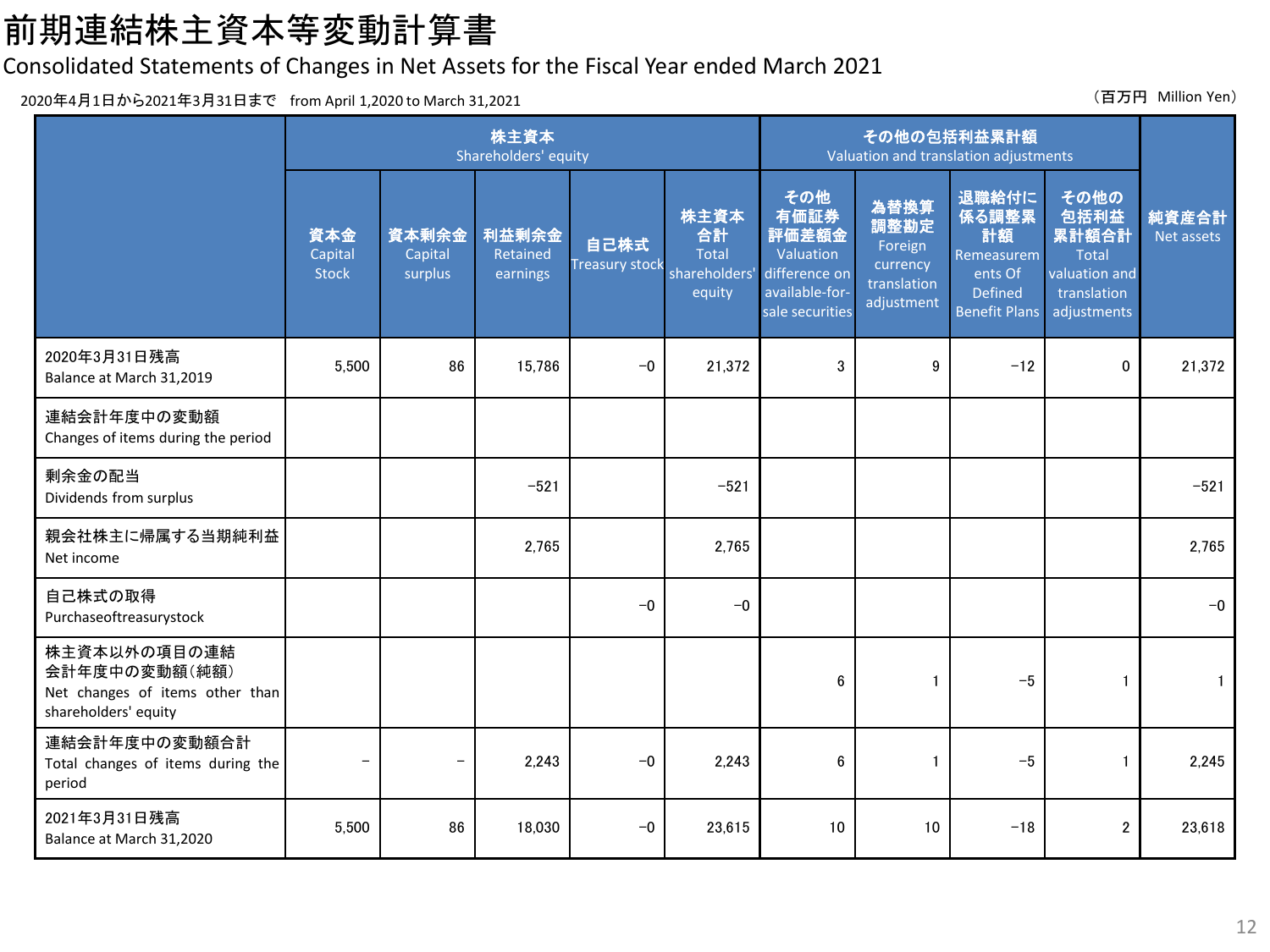# 前期連結株主資本等変動計算書

Consolidated Statements of Changes in Net Assets for the Fiscal Year ended March 2021

2020年4月1日から2021年3月31日まで　from April 1,2020 to March 31,2021

（百万円　Million Yen）

| | 株主資本 Shareholders' equity | | | | | その他の包括利益累計額 Valuation and translation adjustments | | | | 純資産合計 Net assets |
|---|---|---|---|---|---|---|---|---|---|---|
| | 資本金 Capital Stock | 資本剰余金 Capital surplus | 利益剰余金 Retained earnings | 自己株式 Treasury stock | 株主資本合計 Total shareholders' equity | その他有価証券評価差額金 Valuation difference on available-for-sale securities | 為替換算調整勘定 Foreign currency translation adjustment | 退職給付に係る調整累計額 Remeasurements Of Defined Benefit Plans | その他の包括利益累計額合計 Total valuation and translation adjustments | |
| 2020年3月31日残高 Balance at March 31,2019 | 5,500 | 86 | 15,786 | −0 | 21,372 | 3 | 9 | −12 | 0 | 21,372 |
| 連結会計年度中の変動額 Changes of items during the period | | | | | | | | | | |
| 剰余金の配当 Dividends from surplus | | | −521 | | −521 | | | | | −521 |
| 親会社株主に帰属する当期純利益 Net income | | | 2,765 | | 2,765 | | | | | 2,765 |
| 自己株式の取得 Purchaseoftreasurystock | | | | −0 | −0 | | | | | −0 |
| 株主資本以外の項目の連結会計年度中の変動額（純額） Net changes of items other than shareholders' equity | | | | | | 6 | 1 | −5 | 1 | 1 |
| 連結会計年度中の変動額合計 Total changes of items during the period | − | − | 2,243 | −0 | 2,243 | 6 | 1 | −5 | 1 | 2,245 |
| 2021年3月31日残高 Balance at March 31,2020 | 5,500 | 86 | 18,030 | −0 | 23,615 | 10 | 10 | −18 | 2 | 23,618 |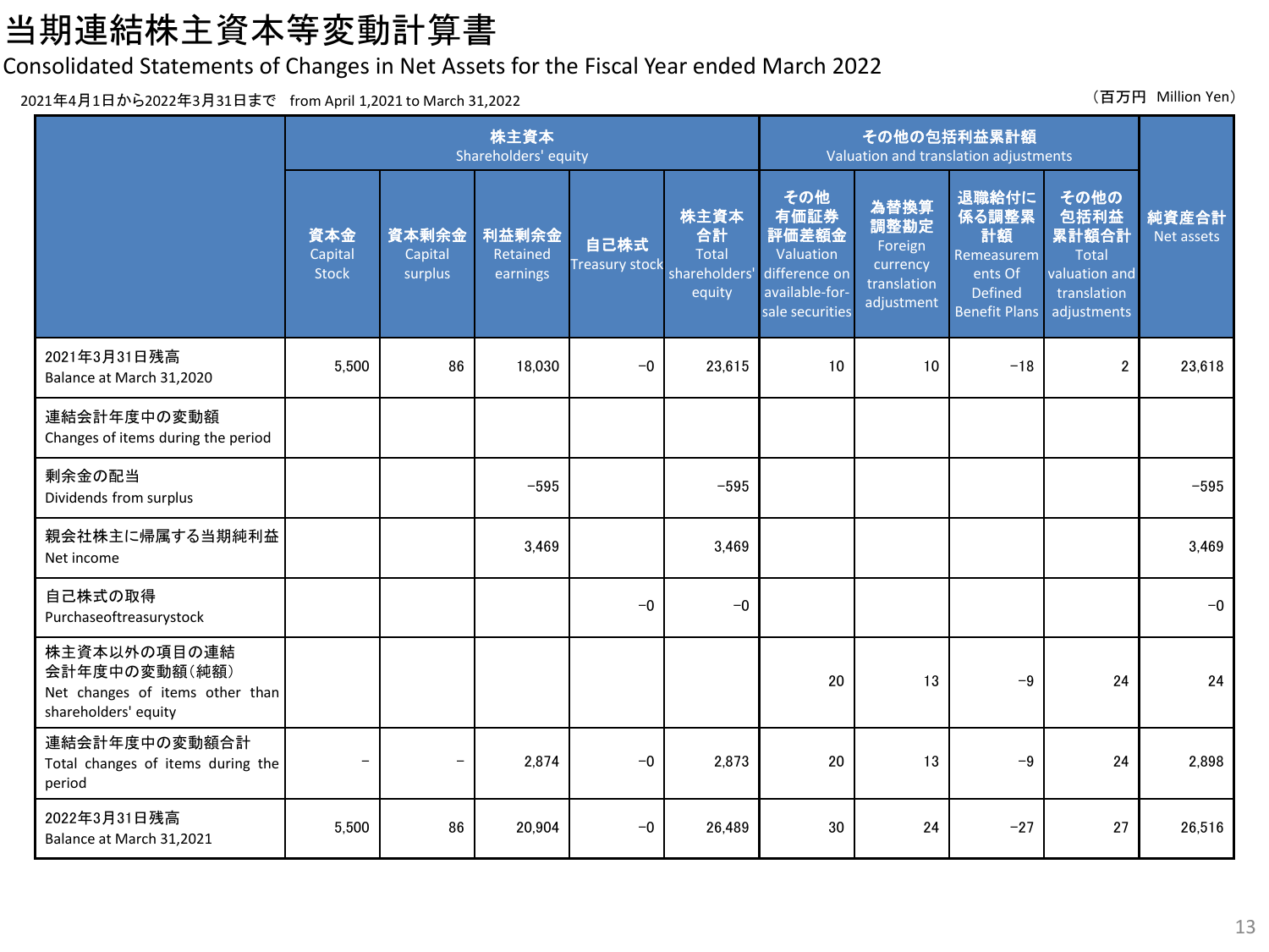# 当期連結株主資本等変動計算書

## Consolidated Statements of Changes in Net Assets for the Fiscal Year ended March 2022

2021年4月1日から2022年3月31日まで　from April 1,2021 to March 31,2022

（百万円　Million Yen）

| | 株主資本 Shareholders' equity | | | | | その他の包括利益累計額 Valuation and translation adjustments | | | | 純資産合計 Net assets |
|---|---|---|---|---|---|---|---|---|---|---|
| | **資本金** Capital Stock | **資本剰余金** Capital surplus | **利益剰余金** Retained earnings | **自己株式** Treasury stock | **株主資本合計** Total shareholders' equity | **その他有価証券評価差額金** Valuation difference on available-for-sale securities | **為替換算調整勘定** Foreign currency translation adjustment | **退職給付に係る調整累計額** Remeasurements Of Defined Benefit Plans | **その他の包括利益累計額合計** Total valuation and translation adjustments | |
| 2021年3月31日残高 Balance at March 31,2020 | 5,500 | 86 | 18,030 | −0 | 23,615 | 10 | 10 | −18 | 2 | 23,618 |
| 連結会計年度中の変動額 Changes of items during the period | | | | | | | | | | |
| 剰余金の配当 Dividends from surplus | | | −595 | | −595 | | | | | −595 |
| 親会社株主に帰属する当期純利益 Net income | | | 3,469 | | 3,469 | | | | | 3,469 |
| 自己株式の取得 Purchaseoftreasurystock | | | | −0 | −0 | | | | | −0 |
| 株主資本以外の項目の連結会計年度中の変動額（純額） Net changes of items other than shareholders' equity | | | | | | 20 | 13 | −9 | 24 | 24 |
| 連結会計年度中の変動額合計 Total changes of items during the period | − | − | 2,874 | −0 | 2,873 | 20 | 13 | −9 | 24 | 2,898 |
| 2022年3月31日残高 Balance at March 31,2021 | 5,500 | 86 | 20,904 | −0 | 26,489 | 30 | 24 | −27 | 27 | 26,516 |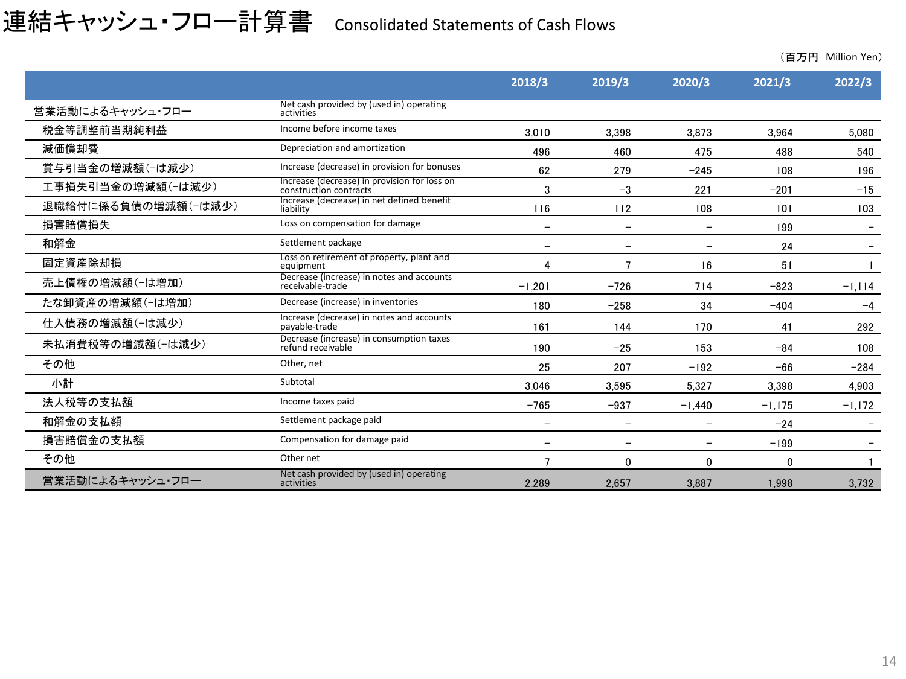# 連結キャッシュ・フロー計算書 Consolidated Statements of Cash Flows

（百万円 Million Yen）

| | | 2018/3 | 2019/3 | 2020/3 | 2021/3 | 2022/3 |
|---|---|---|---|---|---|---|
| 営業活動によるキャッシュ・フロー | Net cash provided by (used in) operating activities | | | | | |
| 税金等調整前当期純利益 | Income before income taxes | 3,010 | 3,398 | 3,873 | 3,964 | 5,080 |
| 減価償却費 | Depreciation and amortization | 496 | 460 | 475 | 488 | 540 |
| 賞与引当金の増減額(−は減少) | Increase (decrease) in provision for bonuses | 62 | 279 | −245 | 108 | 196 |
| 工事損失引当金の増減額(−は減少) | Increase (decrease) in provision for loss on construction contracts | 3 | −3 | 221 | −201 | −15 |
| 退職給付に係る負債の増減額(−は減少) | Increase (decrease) in net defined benefit liability | 116 | 112 | 108 | 101 | 103 |
| 損害賠償損失 | Loss on compensation for damage | − | − | − | 199 | − |
| 和解金 | Settlement package | − | − | − | 24 | − |
| 固定資産除却損 | Loss on retirement of property, plant and equipment | 4 | 7 | 16 | 51 | 1 |
| 売上債権の増減額(−は増加) | Decrease (increase) in notes and accounts receivable-trade | −1,201 | −726 | 714 | −823 | −1,114 |
| たな卸資産の増減額(−は増加) | Decrease (increase) in inventories | 180 | −258 | 34 | −404 | −4 |
| 仕入債務の増減額(−は減少) | Increase (decrease) in notes and accounts payable-trade | 161 | 144 | 170 | 41 | 292 |
| 未払消費税等の増減額(−は減少) | Decrease (increase) in consumption taxes refund receivable | 190 | −25 | 153 | −84 | 108 |
| その他 | Other, net | 25 | 207 | −192 | −66 | −284 |
| 小計 | Subtotal | 3,046 | 3,595 | 5,327 | 3,398 | 4,903 |
| 法人税等の支払額 | Income taxes paid | −765 | −937 | −1,440 | −1,175 | −1,172 |
| 和解金の支払額 | Settlement package paid | − | − | − | −24 | − |
| 損害賠償金の支払額 | Compensation for damage paid | − | − | − | −199 | − |
| その他 | Other net | 7 | 0 | 0 | 0 | 1 |
| 営業活動によるキャッシュ・フロー | Net cash provided by (used in) operating activities | 2,289 | 2,657 | 3,887 | 1,998 | 3,732 |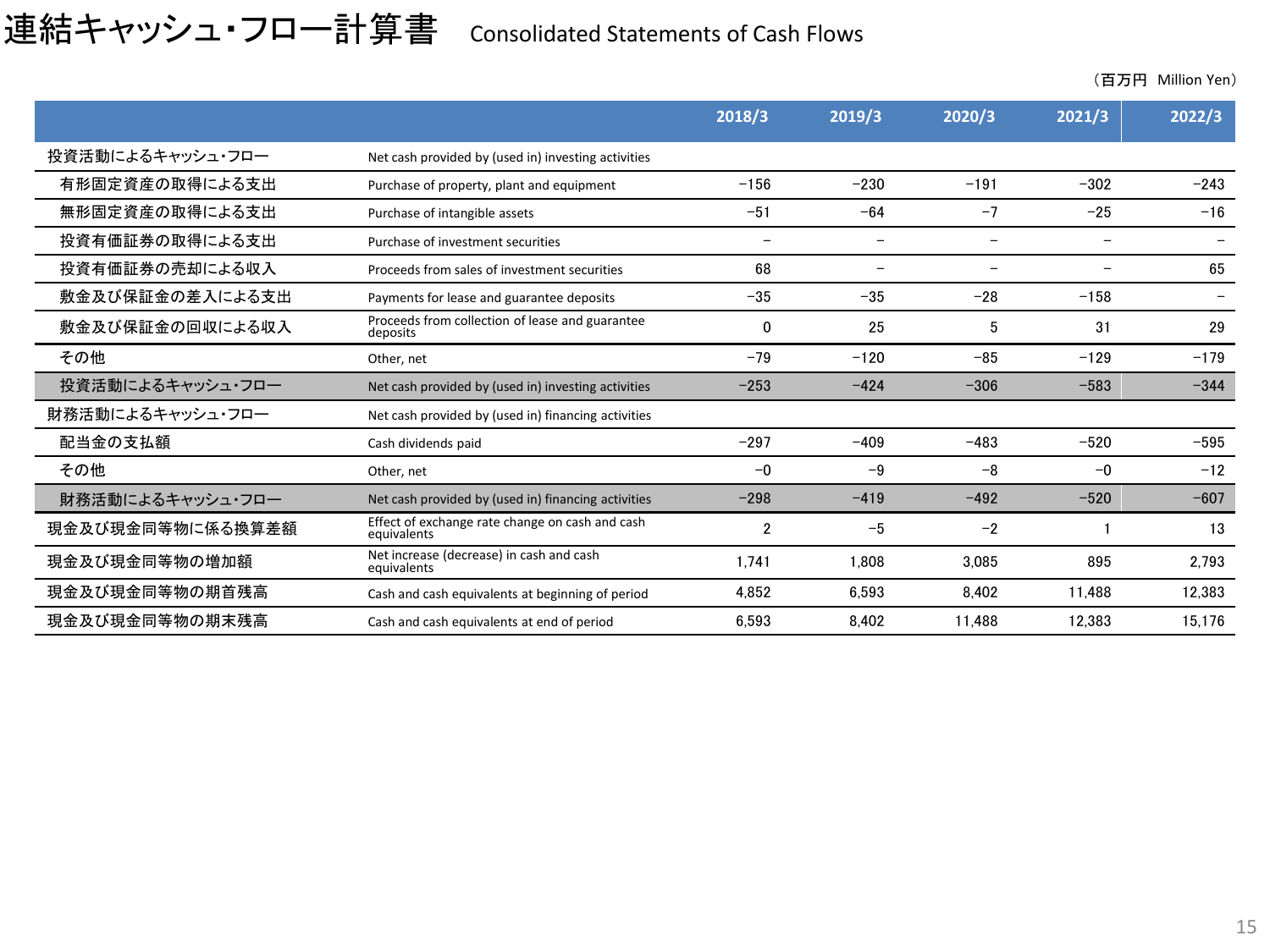# 連結キャッシュ・フロー計算書 Consolidated Statements of Cash Flows

（百万円 Million Yen）

| | | 2018/3 | 2019/3 | 2020/3 | 2021/3 | 2022/3 |
|---|---|---|---|---|---|---|
| 投資活動によるキャッシュ・フロー | Net cash provided by (used in) investing activities | | | | | |
| 有形固定資産の取得による支出 | Purchase of property, plant and equipment | −156 | −230 | −191 | −302 | −243 |
| 無形固定資産の取得による支出 | Purchase of intangible assets | −51 | −64 | −7 | −25 | −16 |
| 投資有価証券の取得による支出 | Purchase of investment securities | − | − | − | − | − |
| 投資有価証券の売却による収入 | Proceeds from sales of investment securities | 68 | − | − | − | 65 |
| 敷金及び保証金の差入による支出 | Payments for lease and guarantee deposits | −35 | −35 | −28 | −158 | − |
| 敷金及び保証金の回収による収入 | Proceeds from collection of lease and guarantee deposits | 0 | 25 | 5 | 31 | 29 |
| その他 | Other, net | −79 | −120 | −85 | −129 | −179 |
| 投資活動によるキャッシュ・フロー | Net cash provided by (used in) investing activities | −253 | −424 | −306 | −583 | −344 |
| 財務活動によるキャッシュ・フロー | Net cash provided by (used in) financing activities | | | | | |
| 配当金の支払額 | Cash dividends paid | −297 | −409 | −483 | −520 | −595 |
| その他 | Other, net | −0 | −9 | −8 | −0 | −12 |
| 財務活動によるキャッシュ・フロー | Net cash provided by (used in) financing activities | −298 | −419 | −492 | −520 | −607 |
| 現金及び現金同等物に係る換算差額 | Effect of exchange rate change on cash and cash equivalents | 2 | −5 | −2 | 1 | 13 |
| 現金及び現金同等物の増加額 | Net increase (decrease) in cash and cash equivalents | 1,741 | 1,808 | 3,085 | 895 | 2,793 |
| 現金及び現金同等物の期首残高 | Cash and cash equivalents at beginning of period | 4,852 | 6,593 | 8,402 | 11,488 | 12,383 |
| 現金及び現金同等物の期末残高 | Cash and cash equivalents at end of period | 6,593 | 8,402 | 11,488 | 12,383 | 15,176 |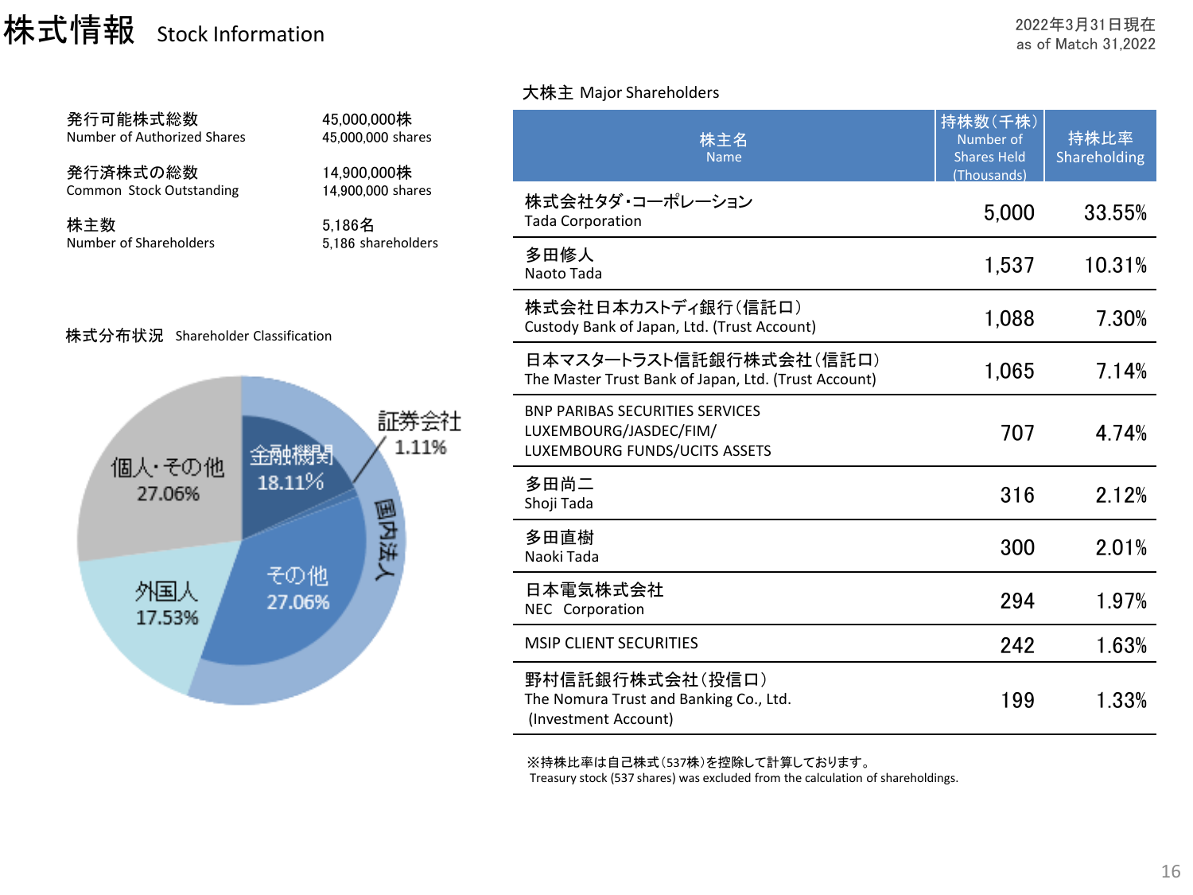# 株式情報 Stock Information

2022年3月31日現在
as of Match 31,2022

| | |
|---|---|
| 発行可能株式総数<br>Number of Authorized Shares | 45,000,000株<br>45,000,000 shares |
| 発行済株式の総数<br>Common Stock Outstanding | 14,900,000株<br>14,900,000 shares |
| 株主数<br>Number of Shareholders | 5,186名<br>5,186 shareholders |

## 株式分布状況 Shareholder Classification

- 個人・その他 27.06%
- 外国人 17.53%
- 国内法人
  - 金融機関 18.11%
  - 証券会社 1.11%
  - その他 27.06%

## 大株主 Major Shareholders

| 株主名<br>Name | 持株数（千株）<br>Number of Shares Held (Thousands) | 持株比率<br>Shareholding |
|---|---|---|
| 株式会社タダ・コーポレーション<br>Tada Corporation | 5,000 | 33.55% |
| 多田修人<br>Naoto Tada | 1,537 | 10.31% |
| 株式会社日本カストディ銀行（信託口）<br>Custody Bank of Japan, Ltd. (Trust Account) | 1,088 | 7.30% |
| 日本マスタートラスト信託銀行株式会社（信託口）<br>The Master Trust Bank of Japan, Ltd. (Trust Account) | 1,065 | 7.14% |
| BNP PARIBAS SECURITIES SERVICES LUXEMBOURG/JASDEC/FIM/ LUXEMBOURG FUNDS/UCITS ASSETS | 707 | 4.74% |
| 多田尚二<br>Shoji Tada | 316 | 2.12% |
| 多田直樹<br>Naoki Tada | 300 | 2.01% |
| 日本電気株式会社<br>NEC Corporation | 294 | 1.97% |
| MSIP CLIENT SECURITIES | 242 | 1.63% |
| 野村信託銀行株式会社（投信口）<br>The Nomura Trust and Banking Co., Ltd. (Investment Account) | 199 | 1.33% |

※持株比率は自己株式（537株）を控除して計算しております。
Treasury stock (537 shares) was excluded from the calculation of shareholdings.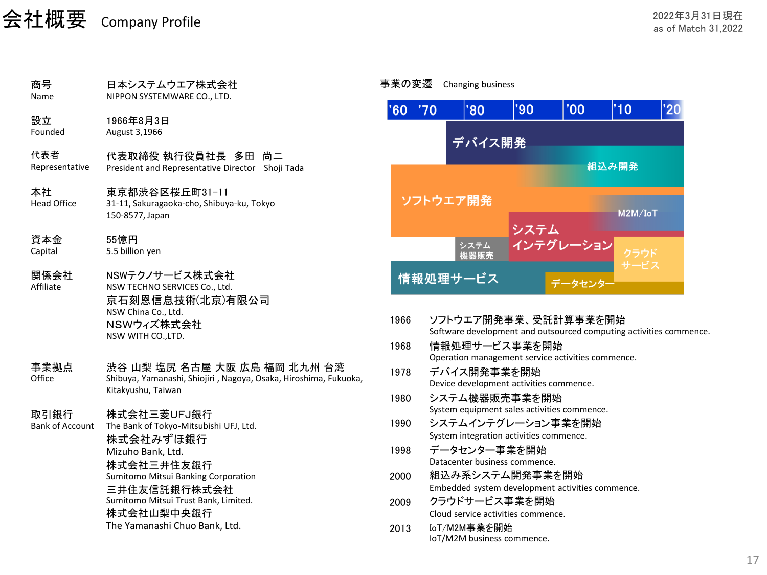# 会社概要 Company Profile

2022年3月31日現在
as of Match 31,2022

| | |
|---|---|
| 商号<br>Name | 日本システムウエア株式会社<br>NIPPON SYSTEMWARE CO., LTD. |
| 設立<br>Founded | 1966年8月3日<br>August 3,1966 |
| 代表者<br>Representative | 代表取締役 執行役員社長　多田　尚二<br>President and Representative Director　Shoji Tada |
| 本社<br>Head Office | 東京都渋谷区桜丘町31-11<br>31-11, Sakuragaoka-cho, Shibuya-ku, Tokyo<br>150-8577, Japan |
| 資本金<br>Capital | 55億円<br>5.5 billion yen |
| 関係会社<br>Affiliate | NSWテクノサービス株式会社<br>NSW TECHNO SERVICES Co., Ltd.<br>京石刻恩信息技術(北京)有限公司<br>NSW China Co., Ltd.<br>NSWウィズ株式会社<br>NSW WITH CO.,LTD. |
| 事業拠点<br>Office | 渋谷 山梨 塩尻 名古屋 大阪 広島 福岡 北九州 台湾<br>Shibuya, Yamanashi, Shiojiri , Nagoya, Osaka, Hiroshima, Fukuoka, Kitakyushu, Taiwan |
| 取引銀行<br>Bank of Account | 株式会社三菱UFJ銀行<br>The Bank of Tokyo-Mitsubishi UFJ, Ltd.<br>株式会社みずほ銀行<br>Mizuho Bank, Ltd.<br>株式会社三井住友銀行<br>Sumitomo Mitsui Banking Corporation<br>三井住友信託銀行株式会社<br>Sumitomo Mitsui Trust Bank, Limited.<br>株式会社山梨中央銀行<br>The Yamanashi Chuo Bank, Ltd. |

## 事業の変遷 Changing business

'60 '70 '80 '90 '00 '10 '20

デバイス開発 / 組込み開発 / ソフトウエア開発 / M2M/IoT / システムインテグレーション / システム機器販売 / クラウドサービス / 情報処理サービス / データセンター

| | |
|---|---|
| 1966 | ソフトウエア開発事業、受託計算事業を開始<br>Software development and outsourced computing activities commence. |
| 1968 | 情報処理サービス事業を開始<br>Operation management service activities commence. |
| 1978 | デバイス開発事業を開始<br>Device development activities commence. |
| 1980 | システム機器販売事業を開始<br>System equipment sales activities commence. |
| 1990 | システムインテグレーション事業を開始<br>System integration activities commence. |
| 1998 | データセンター事業を開始<br>Datacenter business commence. |
| 2000 | 組込み系システム開発事業を開始<br>Embedded system development activities commence. |
| 2009 | クラウドサービス事業を開始<br>Cloud service activities commence. |
| 2013 | IoT/M2M事業を開始<br>IoT/M2M business commence. |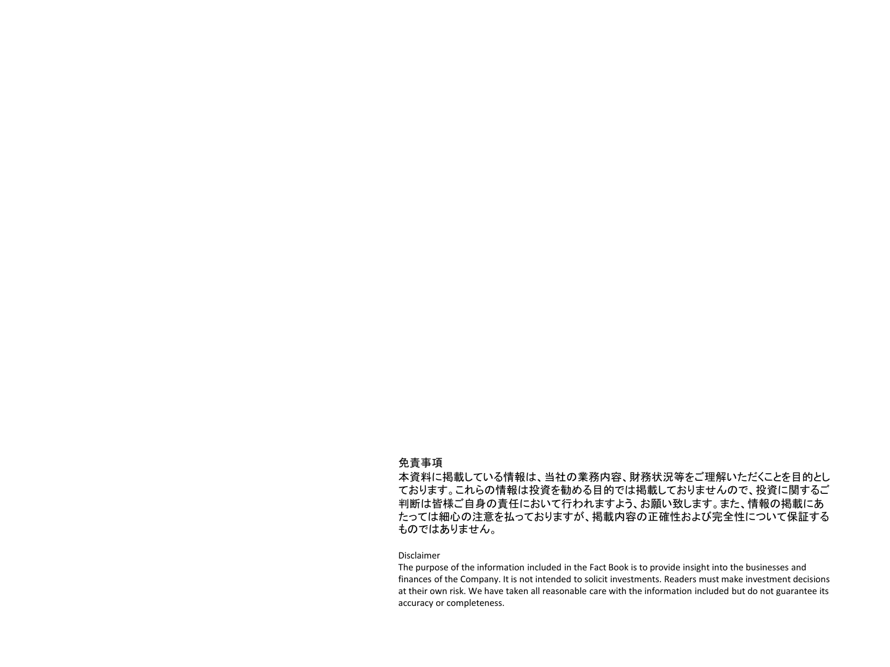### 免責事項

本資料に掲載している情報は、当社の業務内容、財務状況等をご理解いただくことを目的としております。これらの情報は投資を勧める目的では掲載しておりませんので、投資に関するご判断は皆様ご自身の責任において行われますよう、お願い致します。また、情報の掲載にあたっては細心の注意を払っておりますが、掲載内容の正確性および完全性について保証するものではありません。

### Disclaimer

The purpose of the information included in the Fact Book is to provide insight into the businesses and finances of the Company. It is not intended to solicit investments. Readers must make investment decisions at their own risk. We have taken all reasonable care with the information included but do not guarantee its accuracy or completeness.